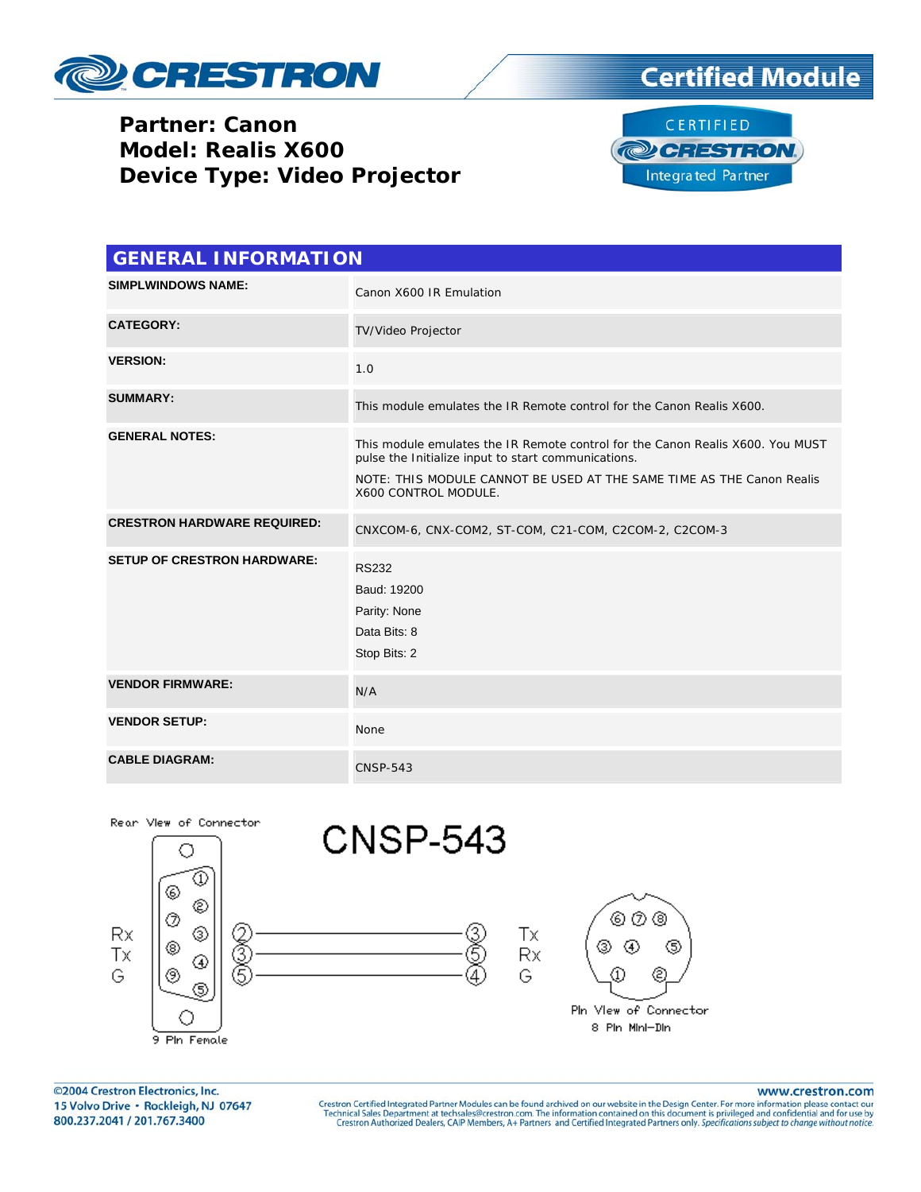# Partner: Canon
# Model: Realis X600
# Device Type: Video Projector

Certified Module

## GENERAL INFORMATION

| | |
|---|---|
| **SIMPLWINDOWS NAME:** | Canon X600 IR Emulation |
| **CATEGORY:** | TV/Video Projector |
| **VERSION:** | 1.0 |
| **SUMMARY:** | This module emulates the IR Remote control for the Canon Realis X600. |
| **GENERAL NOTES:** | This module emulates the IR Remote control for the Canon Realis X600. You MUST pulse the Initialize input to start communications.<br>NOTE: THIS MODULE CANNOT BE USED AT THE SAME TIME AS THE Canon Realis X600 CONTROL MODULE. |
| **CRESTRON HARDWARE REQUIRED:** | CNXCOM-6, CNX-COM2, ST-COM, C21-COM, C2COM-2, C2COM-3 |
| **SETUP OF CRESTRON HARDWARE:** | RS232<br>Baud: 19200<br>Parity: None<br>Data Bits: 8<br>Stop Bits: 2 |
| **VENDOR FIRMWARE:** | N/A |
| **VENDOR SETUP:** | None |
| **CABLE DIAGRAM:** | CNSP-543 |

### CNSP-543

Rear View of Connector — 9 Pin Female

Pin View of Connector — 8 Pin Mini-Din

| Signal | 9 Pin Female | 8 Pin Mini-Din | Signal |
|---|---|---|---|
| Rx | 2 | 3 | Tx |
| Tx | 3 | 5 | Rx |
| G | 5 | 4 | G |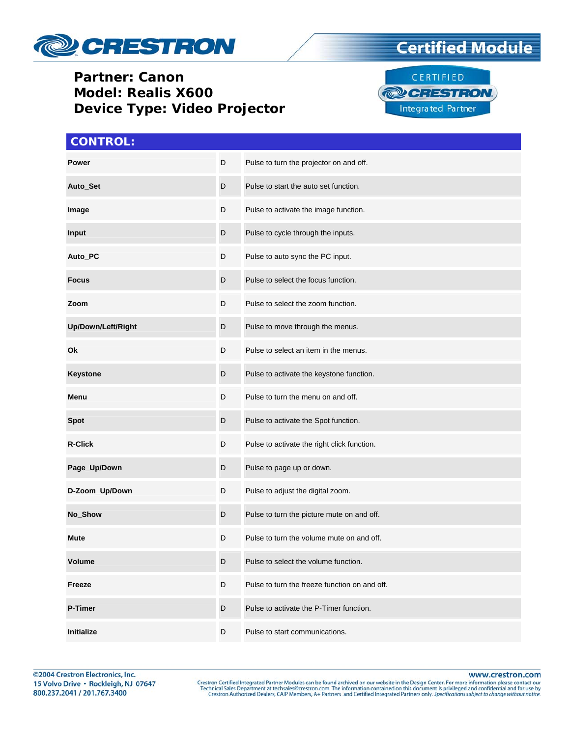**Partner: Canon**
**Model: Realis X600**
**Device Type: Video Projector**

## CONTROL:

| | | |
|---|---|---|
| **Power** | D | Pulse to turn the projector on and off. |
| **Auto_Set** | D | Pulse to start the auto set function. |
| **Image** | D | Pulse to activate the image function. |
| **Input** | D | Pulse to cycle through the inputs. |
| **Auto_PC** | D | Pulse to auto sync the PC input. |
| **Focus** | D | Pulse to select the focus function. |
| **Zoom** | D | Pulse to select the zoom function. |
| **Up/Down/Left/Right** | D | Pulse to move through the menus. |
| **Ok** | D | Pulse to select an item in the menus. |
| **Keystone** | D | Pulse to activate the keystone function. |
| **Menu** | D | Pulse to turn the menu on and off. |
| **Spot** | D | Pulse to activate the Spot function. |
| **R-Click** | D | Pulse to activate the right click function. |
| **Page_Up/Down** | D | Pulse to page up or down. |
| **D-Zoom_Up/Down** | D | Pulse to adjust the digital zoom. |
| **No_Show** | D | Pulse to turn the picture mute on and off. |
| **Mute** | D | Pulse to turn the volume mute on and off. |
| **Volume** | D | Pulse to select the volume function. |
| **Freeze** | D | Pulse to turn the freeze function on and off. |
| **P-Timer** | D | Pulse to activate the P-Timer function. |
| **Initialize** | D | Pulse to start communications. |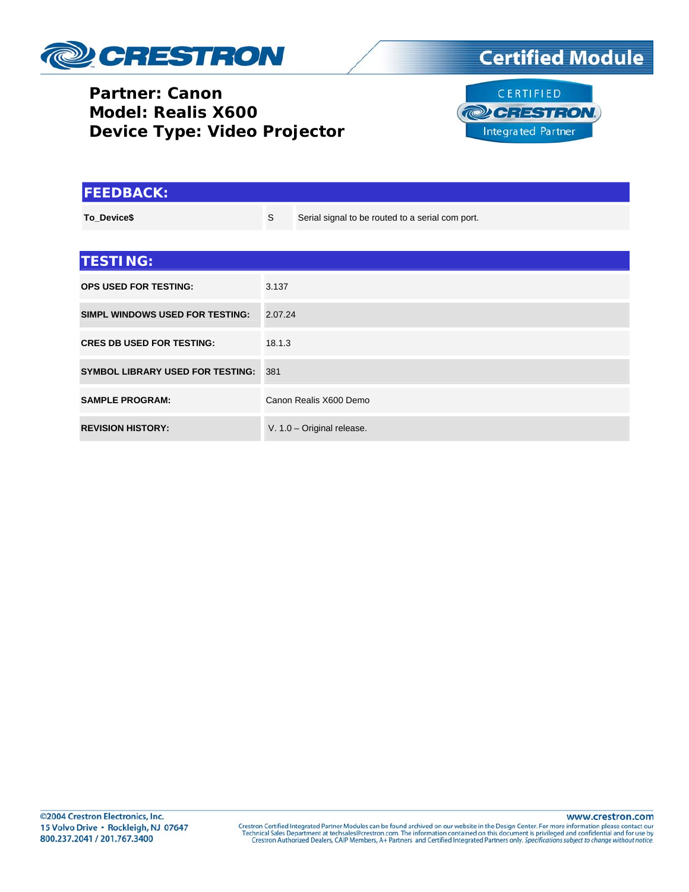Partner: Canon
Model: Realis X600
Device Type: Video Projector

## FEEDBACK:

| | | |
|---|---|---|
| **To_Device$** | S | Serial signal to be routed to a serial com port. |

## TESTING:

| | |
|---|---|
| **OPS USED FOR TESTING:** | 3.137 |
| **SIMPL WINDOWS USED FOR TESTING:** | 2.07.24 |
| **CRES DB USED FOR TESTING:** | 18.1.3 |
| **SYMBOL LIBRARY USED FOR TESTING:** | 381 |
| **SAMPLE PROGRAM:** | Canon Realis X600 Demo |
| **REVISION HISTORY:** | V. 1.0 – Original release. |